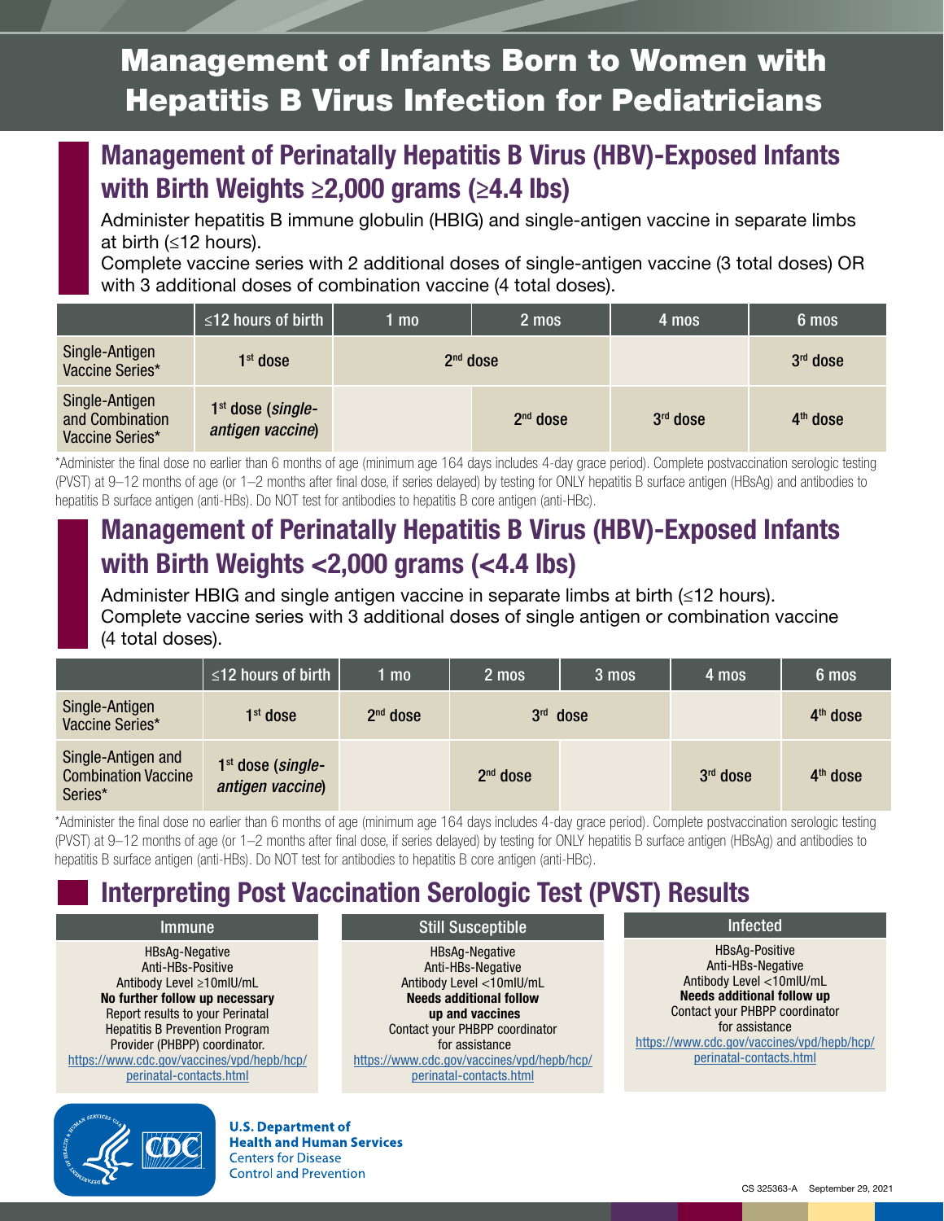# Management of Infants Born to Women with Hepatitis B Virus Infection for Pediatricians

## Management of Perinatally Hepatitis B Virus (HBV)-Exposed Infants with Birth Weights ≥2,000 grams (≥4.4 lbs)

Administer hepatitis B immune globulin (HBIG) and single-antigen vaccine in separate limbs at birth (≤12 hours).
Complete vaccine series with 2 additional doses of single-antigen vaccine (3 total doses) OR with 3 additional doses of combination vaccine (4 total doses).

| | ≤12 hours of birth | 1 mo | 2 mos | 4 mos | 6 mos |
|---|---|---|---|---|---|
| Single-Antigen Vaccine Series* | 1st dose | 2nd dose | | | 3rd dose |
| Single-Antigen and Combination Vaccine Series* | 1st dose (*single-antigen vaccine*) | | 2nd dose | 3rd dose | 4th dose |

*Administer the final dose no earlier than 6 months of age (minimum age 164 days includes 4-day grace period). Complete postvaccination serologic testing (PVST) at 9–12 months of age (or 1–2 months after final dose, if series delayed) by testing for ONLY hepatitis B surface antigen (HBsAg) and antibodies to hepatitis B surface antigen (anti-HBs). Do NOT test for antibodies to hepatitis B core antigen (anti-HBc).

## Management of Perinatally Hepatitis B Virus (HBV)-Exposed Infants with Birth Weights <2,000 grams (<4.4 lbs)

Administer HBIG and single antigen vaccine in separate limbs at birth (≤12 hours).
Complete vaccine series with 3 additional doses of single antigen or combination vaccine (4 total doses).

| | ≤12 hours of birth | 1 mo | 2 mos | 3 mos | 4 mos | 6 mos |
|---|---|---|---|---|---|---|
| Single-Antigen Vaccine Series* | 1st dose | 2nd dose | 3rd dose | | | 4th dose |
| Single-Antigen and Combination Vaccine Series* | 1st dose (*single-antigen vaccine*) | | 2nd dose | | 3rd dose | 4th dose |

*Administer the final dose no earlier than 6 months of age (minimum age 164 days includes 4-day grace period). Complete postvaccination serologic testing (PVST) at 9–12 months of age (or 1–2 months after final dose, if series delayed) by testing for ONLY hepatitis B surface antigen (HBsAg) and antibodies to hepatitis B surface antigen (anti-HBs). Do NOT test for antibodies to hepatitis B core antigen (anti-HBc).

## Interpreting Post Vaccination Serologic Test (PVST) Results

| Immune | Still Susceptible | Infected |
|---|---|---|
| HBsAg-Negative<br>Anti-HBs-Positive<br>Antibody Level ≥10mIU/mL<br>**No further follow up necessary**<br>Report results to your Perinatal Hepatitis B Prevention Program Provider (PHBPP) coordinator.<br>https://www.cdc.gov/vaccines/vpd/hepb/hcp/perinatal-contacts.html | HBsAg-Negative<br>Anti-HBs-Negative<br>Antibody Level <10mIU/mL<br>**Needs additional follow up and vaccines**<br>Contact your PHBPP coordinator for assistance<br>https://www.cdc.gov/vaccines/vpd/hepb/hcp/perinatal-contacts.html | HBsAg-Positive<br>Anti-HBs-Negative<br>Antibody Level <10mIU/mL<br>**Needs additional follow up**<br>Contact your PHBPP coordinator for assistance<br>https://www.cdc.gov/vaccines/vpd/hepb/hcp/perinatal-contacts.html |

**U.S. Department of Health and Human Services**
Centers for Disease Control and Prevention

CS 325363-A September 29, 2021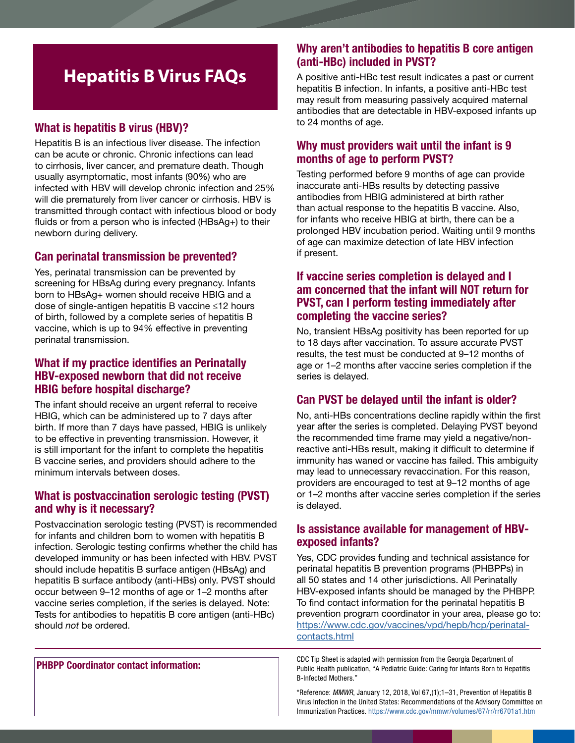# Hepatitis B Virus FAQs

## What is hepatitis B virus (HBV)?

Hepatitis B is an infectious liver disease. The infection can be acute or chronic. Chronic infections can lead to cirrhosis, liver cancer, and premature death. Though usually asymptomatic, most infants (90%) who are infected with HBV will develop chronic infection and 25% will die prematurely from liver cancer or cirrhosis. HBV is transmitted through contact with infectious blood or body fluids or from a person who is infected (HBsAg+) to their newborn during delivery.

## Can perinatal transmission be prevented?

Yes, perinatal transmission can be prevented by screening for HBsAg during every pregnancy. Infants born to HBsAg+ women should receive HBIG and a dose of single-antigen hepatitis B vaccine ≤12 hours of birth, followed by a complete series of hepatitis B vaccine, which is up to 94% effective in preventing perinatal transmission.

## What if my practice identifies an Perinatally HBV-exposed newborn that did not receive HBIG before hospital discharge?

The infant should receive an urgent referral to receive HBIG, which can be administered up to 7 days after birth. If more than 7 days have passed, HBIG is unlikely to be effective in preventing transmission. However, it is still important for the infant to complete the hepatitis B vaccine series, and providers should adhere to the minimum intervals between doses.

## What is postvaccination serologic testing (PVST) and why is it necessary?

Postvaccination serologic testing (PVST) is recommended for infants and children born to women with hepatitis B infection. Serologic testing confirms whether the child has developed immunity or has been infected with HBV. PVST should include hepatitis B surface antigen (HBsAg) and hepatitis B surface antibody (anti-HBs) only. PVST should occur between 9–12 months of age or 1–2 months after vaccine series completion, if the series is delayed. Note: Tests for antibodies to hepatitis B core antigen (anti-HBc) should *not* be ordered.

## Why aren't antibodies to hepatitis B core antigen (anti-HBc) included in PVST?

A positive anti-HBc test result indicates a past or current hepatitis B infection. In infants, a positive anti-HBc test may result from measuring passively acquired maternal antibodies that are detectable in HBV-exposed infants up to 24 months of age.

## Why must providers wait until the infant is 9 months of age to perform PVST?

Testing performed before 9 months of age can provide inaccurate anti-HBs results by detecting passive antibodies from HBIG administered at birth rather than actual response to the hepatitis B vaccine. Also, for infants who receive HBIG at birth, there can be a prolonged HBV incubation period. Waiting until 9 months of age can maximize detection of late HBV infection if present.

## If vaccine series completion is delayed and I am concerned that the infant will NOT return for PVST, can I perform testing immediately after completing the vaccine series?

No, transient HBsAg positivity has been reported for up to 18 days after vaccination. To assure accurate PVST results, the test must be conducted at 9–12 months of age or 1–2 months after vaccine series completion if the series is delayed.

## Can PVST be delayed until the infant is older?

No, anti-HBs concentrations decline rapidly within the first year after the series is completed. Delaying PVST beyond the recommended time frame may yield a negative/non-reactive anti-HBs result, making it difficult to determine if immunity has waned or vaccine has failed. This ambiguity may lead to unnecessary revaccination. For this reason, providers are encouraged to test at 9–12 months of age or 1–2 months after vaccine series completion if the series is delayed.

## Is assistance available for management of HBV-exposed infants?

Yes, CDC provides funding and technical assistance for perinatal hepatitis B prevention programs (PHBPPs) in all 50 states and 14 other jurisdictions. All Perinatally HBV-exposed infants should be managed by the PHBPP. To find contact information for the perinatal hepatitis B prevention program coordinator in your area, please go to: https://www.cdc.gov/vaccines/vpd/hepb/hcp/perinatal-contacts.html

**PHBPP Coordinator contact information:**

CDC Tip Sheet is adapted with permission from the Georgia Department of Public Health publication, "A Pediatric Guide: Caring for Infants Born to Hepatitis B-Infected Mothers."

*Reference: *MMWR*, January 12, 2018, Vol 67,(1);1–31, Prevention of Hepatitis B Virus Infection in the United States: Recommendations of the Advisory Committee on Immunization Practices. https://www.cdc.gov/mmwr/volumes/67/rr/rr6701a1.htm